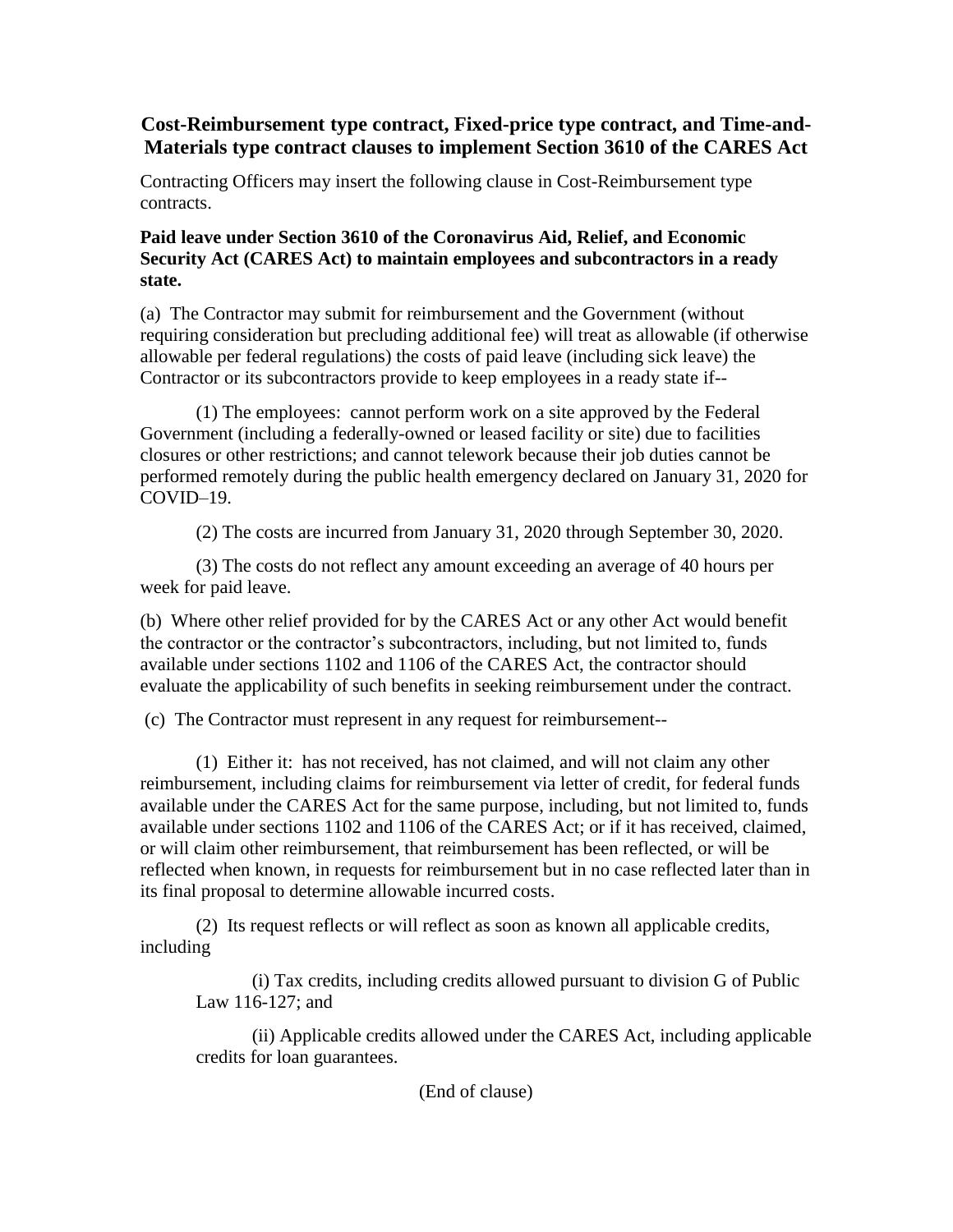## Cost-Reimbursement type contract, Fixed-price type contract, and Time-and-Materials type contract clauses to implement Section 3610 of the CARES Act

Contracting Officers may insert the following clause in Cost-Reimbursement type contracts.

**Paid leave under Section 3610 of the Coronavirus Aid, Relief, and Economic Security Act (CARES Act) to maintain employees and subcontractors in a ready state.**

(a) The Contractor may submit for reimbursement and the Government (without requiring consideration but precluding additional fee) will treat as allowable (if otherwise allowable per federal regulations) the costs of paid leave (including sick leave) the Contractor or its subcontractors provide to keep employees in a ready state if--

(1) The employees: cannot perform work on a site approved by the Federal Government (including a federally-owned or leased facility or site) due to facilities closures or other restrictions; and cannot telework because their job duties cannot be performed remotely during the public health emergency declared on January 31, 2020 for COVID–19.

(2) The costs are incurred from January 31, 2020 through September 30, 2020.

(3) The costs do not reflect any amount exceeding an average of 40 hours per week for paid leave.

(b) Where other relief provided for by the CARES Act or any other Act would benefit the contractor or the contractor's subcontractors, including, but not limited to, funds available under sections 1102 and 1106 of the CARES Act, the contractor should evaluate the applicability of such benefits in seeking reimbursement under the contract.

(c) The Contractor must represent in any request for reimbursement--

(1) Either it: has not received, has not claimed, and will not claim any other reimbursement, including claims for reimbursement via letter of credit, for federal funds available under the CARES Act for the same purpose, including, but not limited to, funds available under sections 1102 and 1106 of the CARES Act; or if it has received, claimed, or will claim other reimbursement, that reimbursement has been reflected, or will be reflected when known, in requests for reimbursement but in no case reflected later than in its final proposal to determine allowable incurred costs.

(2) Its request reflects or will reflect as soon as known all applicable credits, including

(i) Tax credits, including credits allowed pursuant to division G of Public Law 116-127; and

(ii) Applicable credits allowed under the CARES Act, including applicable credits for loan guarantees.

(End of clause)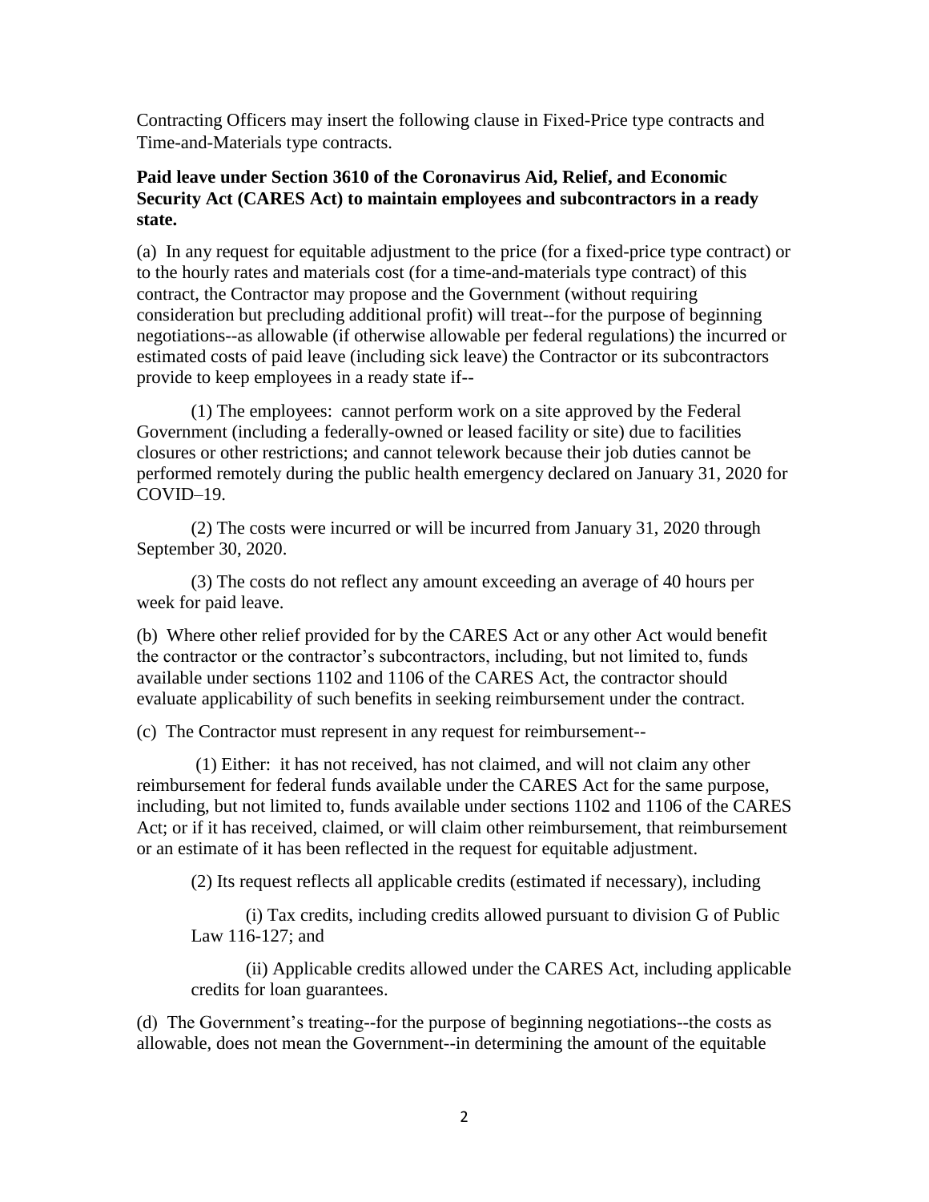Contracting Officers may insert the following clause in Fixed-Price type contracts and Time-and-Materials type contracts.

**Paid leave under Section 3610 of the Coronavirus Aid, Relief, and Economic Security Act (CARES Act) to maintain employees and subcontractors in a ready state.**

(a) In any request for equitable adjustment to the price (for a fixed-price type contract) or to the hourly rates and materials cost (for a time-and-materials type contract) of this contract, the Contractor may propose and the Government (without requiring consideration but precluding additional profit) will treat--for the purpose of beginning negotiations--as allowable (if otherwise allowable per federal regulations) the incurred or estimated costs of paid leave (including sick leave) the Contractor or its subcontractors provide to keep employees in a ready state if--

(1) The employees: cannot perform work on a site approved by the Federal Government (including a federally-owned or leased facility or site) due to facilities closures or other restrictions; and cannot telework because their job duties cannot be performed remotely during the public health emergency declared on January 31, 2020 for COVID–19.

(2) The costs were incurred or will be incurred from January 31, 2020 through September 30, 2020.

(3) The costs do not reflect any amount exceeding an average of 40 hours per week for paid leave.

(b) Where other relief provided for by the CARES Act or any other Act would benefit the contractor or the contractor's subcontractors, including, but not limited to, funds available under sections 1102 and 1106 of the CARES Act, the contractor should evaluate applicability of such benefits in seeking reimbursement under the contract.

(c) The Contractor must represent in any request for reimbursement--

(1) Either: it has not received, has not claimed, and will not claim any other reimbursement for federal funds available under the CARES Act for the same purpose, including, but not limited to, funds available under sections 1102 and 1106 of the CARES Act; or if it has received, claimed, or will claim other reimbursement, that reimbursement or an estimate of it has been reflected in the request for equitable adjustment.

(2) Its request reflects all applicable credits (estimated if necessary), including

(i) Tax credits, including credits allowed pursuant to division G of Public Law 116-127; and

(ii) Applicable credits allowed under the CARES Act, including applicable credits for loan guarantees.

(d) The Government's treating--for the purpose of beginning negotiations--the costs as allowable, does not mean the Government--in determining the amount of the equitable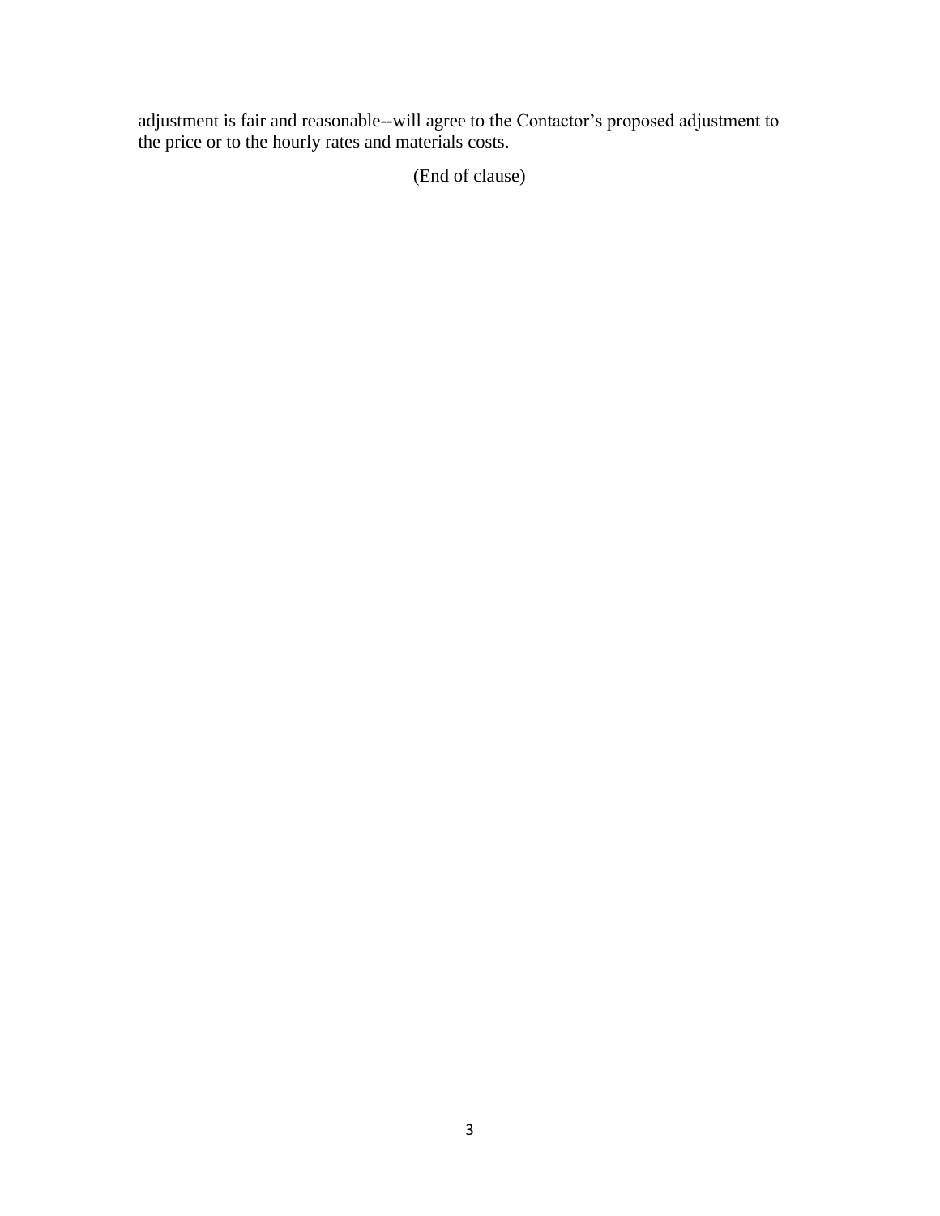adjustment is fair and reasonable--will agree to the Contactor's proposed adjustment to the price or to the hourly rates and materials costs.

(End of clause)